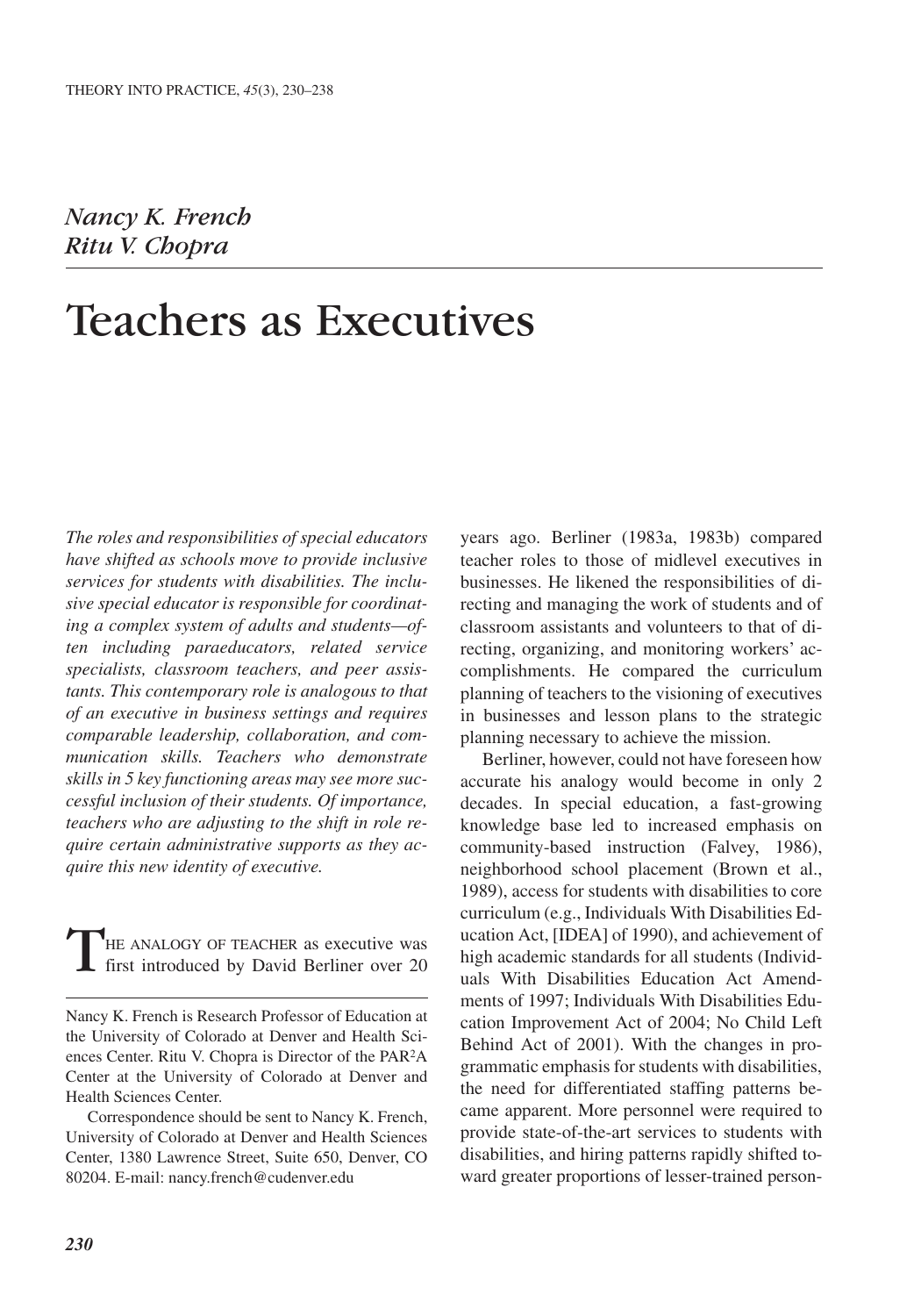*Nancy K. French*
*Ritu V. Chopra*

# Teachers as Executives

*The roles and responsibilities of special educators have shifted as schools move to provide inclusive services for students with disabilities. The inclusive special educator is responsible for coordinating a complex system of adults and students—often including paraeducators, related service specialists, classroom teachers, and peer assistants. This contemporary role is analogous to that of an executive in business settings and requires comparable leadership, collaboration, and communication skills. Teachers who demonstrate skills in 5 key functioning areas may see more successful inclusion of their students. Of importance, teachers who are adjusting to the shift in role require certain administrative supports as they acquire this new identity of executive.*

THE ANALOGY OF TEACHER as executive was first introduced by David Berliner over 20 years ago. Berliner (1983a, 1983b) compared teacher roles to those of midlevel executives in businesses. He likened the responsibilities of directing and managing the work of students and of classroom assistants and volunteers to that of directing, organizing, and monitoring workers' accomplishments. He compared the curriculum planning of teachers to the visioning of executives in businesses and lesson plans to the strategic planning necessary to achieve the mission.

Berliner, however, could not have foreseen how accurate his analogy would become in only 2 decades. In special education, a fast-growing knowledge base led to increased emphasis on community-based instruction (Falvey, 1986), neighborhood school placement (Brown et al., 1989), access for students with disabilities to core curriculum (e.g., Individuals With Disabilities Education Act, [IDEA] of 1990), and achievement of high academic standards for all students (Individuals With Disabilities Education Act Amendments of 1997; Individuals With Disabilities Education Improvement Act of 2004; No Child Left Behind Act of 2001). With the changes in programmatic emphasis for students with disabilities, the need for differentiated staffing patterns became apparent. More personnel were required to provide state-of-the-art services to students with disabilities, and hiring patterns rapidly shifted toward greater proportions of lesser-trained person-

---

Nancy K. French is Research Professor of Education at the University of Colorado at Denver and Health Sciences Center. Ritu V. Chopra is Director of the PAR[2]A Center at the University of Colorado at Denver and Health Sciences Center.

Correspondence should be sent to Nancy K. French, University of Colorado at Denver and Health Sciences Center, 1380 Lawrence Street, Suite 650, Denver, CO 80204. E-mail: nancy.french@cudenver.edu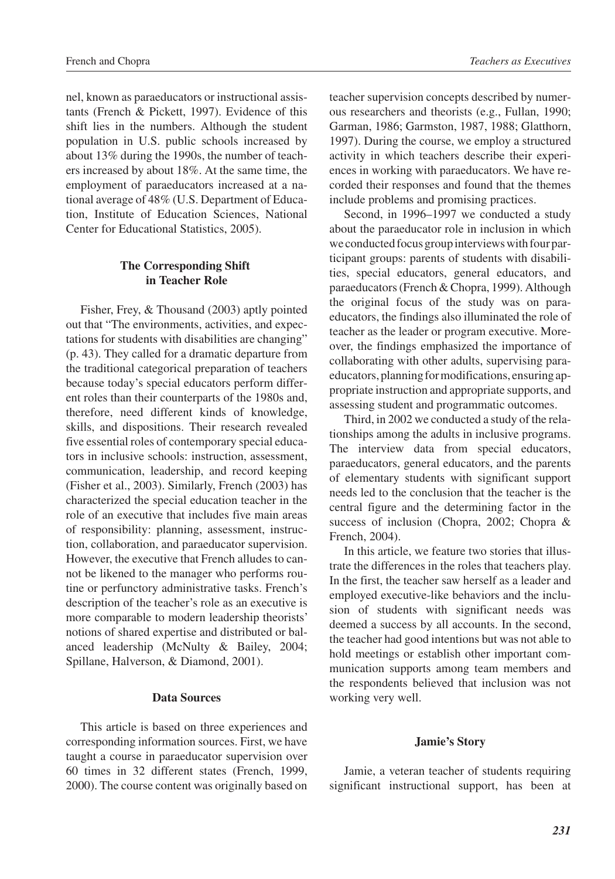nel, known as paraeducators or instructional assistants (French & Pickett, 1997). Evidence of this shift lies in the numbers. Although the student population in U.S. public schools increased by about 13% during the 1990s, the number of teachers increased by about 18%. At the same time, the employment of paraeducators increased at a national average of 48% (U.S. Department of Education, Institute of Education Sciences, National Center for Educational Statistics, 2005).

## The Corresponding Shift in Teacher Role

Fisher, Frey, & Thousand (2003) aptly pointed out that "The environments, activities, and expectations for students with disabilities are changing" (p. 43). They called for a dramatic departure from the traditional categorical preparation of teachers because today's special educators perform different roles than their counterparts of the 1980s and, therefore, need different kinds of knowledge, skills, and dispositions. Their research revealed five essential roles of contemporary special educators in inclusive schools: instruction, assessment, communication, leadership, and record keeping (Fisher et al., 2003). Similarly, French (2003) has characterized the special education teacher in the role of an executive that includes five main areas of responsibility: planning, assessment, instruction, collaboration, and paraeducator supervision. However, the executive that French alludes to cannot be likened to the manager who performs routine or perfunctory administrative tasks. French's description of the teacher's role as an executive is more comparable to modern leadership theorists' notions of shared expertise and distributed or balanced leadership (McNulty & Bailey, 2004; Spillane, Halverson, & Diamond, 2001).

## Data Sources

This article is based on three experiences and corresponding information sources. First, we have taught a course in paraeducator supervision over 60 times in 32 different states (French, 1999, 2000). The course content was originally based on teacher supervision concepts described by numerous researchers and theorists (e.g., Fullan, 1990; Garman, 1986; Garmston, 1987, 1988; Glatthorn, 1997). During the course, we employ a structured activity in which teachers describe their experiences in working with paraeducators. We have recorded their responses and found that the themes include problems and promising practices.

Second, in 1996–1997 we conducted a study about the paraeducator role in inclusion in which we conducted focus group interviews with four participant groups: parents of students with disabilities, special educators, general educators, and paraeducators (French & Chopra, 1999). Although the original focus of the study was on paraeducators, the findings also illuminated the role of teacher as the leader or program executive. Moreover, the findings emphasized the importance of collaborating with other adults, supervising paraeducators, planning for modifications, ensuring appropriate instruction and appropriate supports, and assessing student and programmatic outcomes.

Third, in 2002 we conducted a study of the relationships among the adults in inclusive programs. The interview data from special educators, paraeducators, general educators, and the parents of elementary students with significant support needs led to the conclusion that the teacher is the central figure and the determining factor in the success of inclusion (Chopra, 2002; Chopra & French, 2004).

In this article, we feature two stories that illustrate the differences in the roles that teachers play. In the first, the teacher saw herself as a leader and employed executive-like behaviors and the inclusion of students with significant needs was deemed a success by all accounts. In the second, the teacher had good intentions but was not able to hold meetings or establish other important communication supports among team members and the respondents believed that inclusion was not working very well.

## Jamie's Story

Jamie, a veteran teacher of students requiring significant instructional support, has been at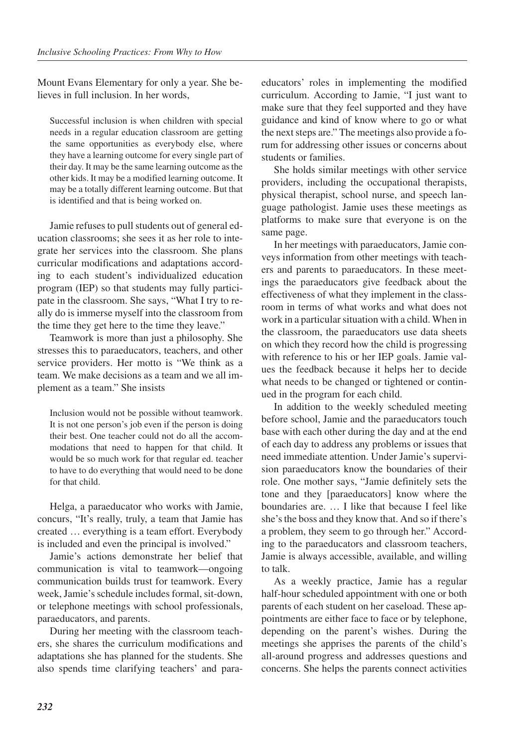Mount Evans Elementary for only a year. She believes in full inclusion. In her words,

> Successful inclusion is when children with special needs in a regular education classroom are getting the same opportunities as everybody else, where they have a learning outcome for every single part of their day. It may be the same learning outcome as the other kids. It may be a modified learning outcome. It may be a totally different learning outcome. But that is identified and that is being worked on.

Jamie refuses to pull students out of general education classrooms; she sees it as her role to integrate her services into the classroom. She plans curricular modifications and adaptations according to each student's individualized education program (IEP) so that students may fully participate in the classroom. She says, "What I try to really do is immerse myself into the classroom from the time they get here to the time they leave."

Teamwork is more than just a philosophy. She stresses this to paraeducators, teachers, and other service providers. Her motto is "We think as a team. We make decisions as a team and we all implement as a team." She insists

> Inclusion would not be possible without teamwork. It is not one person's job even if the person is doing their best. One teacher could not do all the accommodations that need to happen for that child. It would be so much work for that regular ed. teacher to have to do everything that would need to be done for that child.

Helga, a paraeducator who works with Jamie, concurs, "It's really, truly, a team that Jamie has created … everything is a team effort. Everybody is included and even the principal is involved."

Jamie's actions demonstrate her belief that communication is vital to teamwork—ongoing communication builds trust for teamwork. Every week, Jamie's schedule includes formal, sit-down, or telephone meetings with school professionals, paraeducators, and parents.

During her meeting with the classroom teachers, she shares the curriculum modifications and adaptations she has planned for the students. She also spends time clarifying teachers' and paraeducators' roles in implementing the modified curriculum. According to Jamie, "I just want to make sure that they feel supported and they have guidance and kind of know where to go or what the next steps are." The meetings also provide a forum for addressing other issues or concerns about students or families.

She holds similar meetings with other service providers, including the occupational therapists, physical therapist, school nurse, and speech language pathologist. Jamie uses these meetings as platforms to make sure that everyone is on the same page.

In her meetings with paraeducators, Jamie conveys information from other meetings with teachers and parents to paraeducators. In these meetings the paraeducators give feedback about the effectiveness of what they implement in the classroom in terms of what works and what does not work in a particular situation with a child. When in the classroom, the paraeducators use data sheets on which they record how the child is progressing with reference to his or her IEP goals. Jamie values the feedback because it helps her to decide what needs to be changed or tightened or continued in the program for each child.

In addition to the weekly scheduled meeting before school, Jamie and the paraeducators touch base with each other during the day and at the end of each day to address any problems or issues that need immediate attention. Under Jamie's supervision paraeducators know the boundaries of their role. One mother says, "Jamie definitely sets the tone and they [paraeducators] know where the boundaries are. … I like that because I feel like she's the boss and they know that. And so if there's a problem, they seem to go through her." According to the paraeducators and classroom teachers, Jamie is always accessible, available, and willing to talk.

As a weekly practice, Jamie has a regular half-hour scheduled appointment with one or both parents of each student on her caseload. These appointments are either face to face or by telephone, depending on the parent's wishes. During the meetings she apprises the parents of the child's all-around progress and addresses questions and concerns. She helps the parents connect activities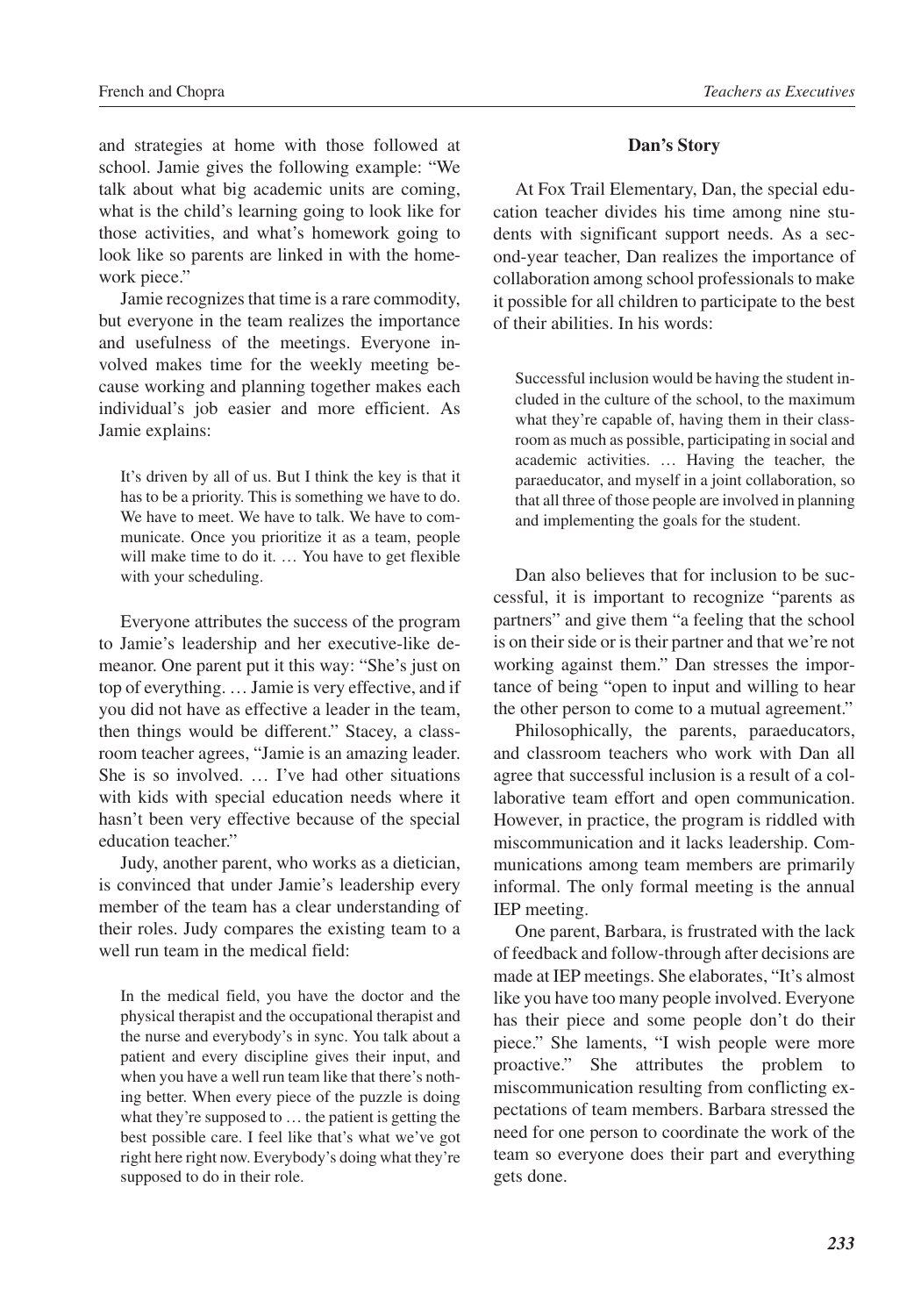and strategies at home with those followed at school. Jamie gives the following example: "We talk about what big academic units are coming, what is the child's learning going to look like for those activities, and what's homework going to look like so parents are linked in with the homework piece."

Jamie recognizes that time is a rare commodity, but everyone in the team realizes the importance and usefulness of the meetings. Everyone involved makes time for the weekly meeting because working and planning together makes each individual's job easier and more efficient. As Jamie explains:

> It's driven by all of us. But I think the key is that it has to be a priority. This is something we have to do. We have to meet. We have to talk. We have to communicate. Once you prioritize it as a team, people will make time to do it. … You have to get flexible with your scheduling.

Everyone attributes the success of the program to Jamie's leadership and her executive-like demeanor. One parent put it this way: "She's just on top of everything. … Jamie is very effective, and if you did not have as effective a leader in the team, then things would be different." Stacey, a classroom teacher agrees, "Jamie is an amazing leader. She is so involved. … I've had other situations with kids with special education needs where it hasn't been very effective because of the special education teacher."

Judy, another parent, who works as a dietician, is convinced that under Jamie's leadership every member of the team has a clear understanding of their roles. Judy compares the existing team to a well run team in the medical field:

> In the medical field, you have the doctor and the physical therapist and the occupational therapist and the nurse and everybody's in sync. You talk about a patient and every discipline gives their input, and when you have a well run team like that there's nothing better. When every piece of the puzzle is doing what they're supposed to … the patient is getting the best possible care. I feel like that's what we've got right here right now. Everybody's doing what they're supposed to do in their role.

### Dan's Story

At Fox Trail Elementary, Dan, the special education teacher divides his time among nine students with significant support needs. As a second-year teacher, Dan realizes the importance of collaboration among school professionals to make it possible for all children to participate to the best of their abilities. In his words:

> Successful inclusion would be having the student included in the culture of the school, to the maximum what they're capable of, having them in their classroom as much as possible, participating in social and academic activities. … Having the teacher, the paraeducator, and myself in a joint collaboration, so that all three of those people are involved in planning and implementing the goals for the student.

Dan also believes that for inclusion to be successful, it is important to recognize "parents as partners" and give them "a feeling that the school is on their side or is their partner and that we're not working against them." Dan stresses the importance of being "open to input and willing to hear the other person to come to a mutual agreement."

Philosophically, the parents, paraeducators, and classroom teachers who work with Dan all agree that successful inclusion is a result of a collaborative team effort and open communication. However, in practice, the program is riddled with miscommunication and it lacks leadership. Communications among team members are primarily informal. The only formal meeting is the annual IEP meeting.

One parent, Barbara, is frustrated with the lack of feedback and follow-through after decisions are made at IEP meetings. She elaborates, "It's almost like you have too many people involved. Everyone has their piece and some people don't do their piece." She laments, "I wish people were more proactive." She attributes the problem to miscommunication resulting from conflicting expectations of team members. Barbara stressed the need for one person to coordinate the work of the team so everyone does their part and everything gets done.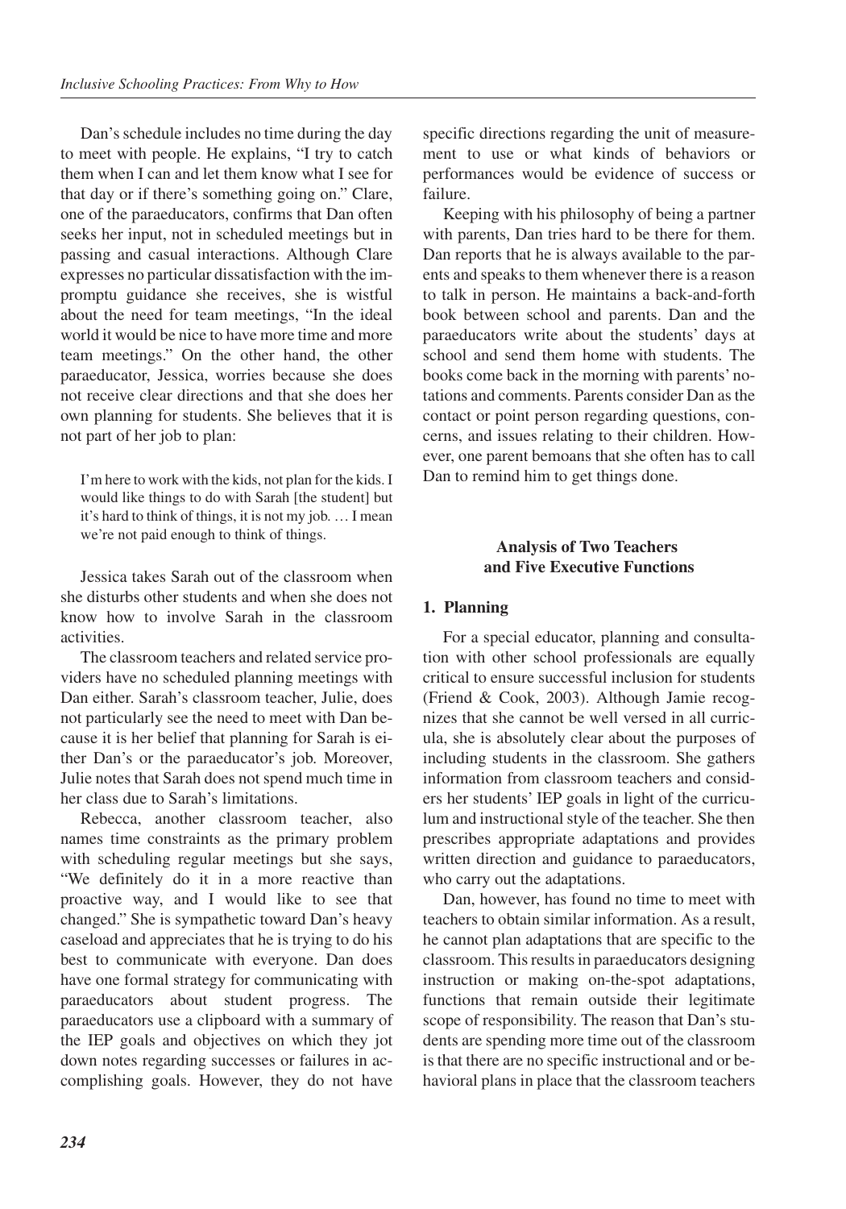Dan's schedule includes no time during the day to meet with people. He explains, "I try to catch them when I can and let them know what I see for that day or if there's something going on." Clare, one of the paraeducators, confirms that Dan often seeks her input, not in scheduled meetings but in passing and casual interactions. Although Clare expresses no particular dissatisfaction with the impromptu guidance she receives, she is wistful about the need for team meetings, "In the ideal world it would be nice to have more time and more team meetings." On the other hand, the other paraeducator, Jessica, worries because she does not receive clear directions and that she does her own planning for students. She believes that it is not part of her job to plan:

> I'm here to work with the kids, not plan for the kids. I would like things to do with Sarah [the student] but it's hard to think of things, it is not my job. … I mean we're not paid enough to think of things.

Jessica takes Sarah out of the classroom when she disturbs other students and when she does not know how to involve Sarah in the classroom activities.

The classroom teachers and related service providers have no scheduled planning meetings with Dan either. Sarah's classroom teacher, Julie, does not particularly see the need to meet with Dan because it is her belief that planning for Sarah is either Dan's or the paraeducator's job. Moreover, Julie notes that Sarah does not spend much time in her class due to Sarah's limitations.

Rebecca, another classroom teacher, also names time constraints as the primary problem with scheduling regular meetings but she says, "We definitely do it in a more reactive than proactive way, and I would like to see that changed." She is sympathetic toward Dan's heavy caseload and appreciates that he is trying to do his best to communicate with everyone. Dan does have one formal strategy for communicating with paraeducators about student progress. The paraeducators use a clipboard with a summary of the IEP goals and objectives on which they jot down notes regarding successes or failures in accomplishing goals. However, they do not have specific directions regarding the unit of measurement to use or what kinds of behaviors or performances would be evidence of success or failure.

Keeping with his philosophy of being a partner with parents, Dan tries hard to be there for them. Dan reports that he is always available to the parents and speaks to them whenever there is a reason to talk in person. He maintains a back-and-forth book between school and parents. Dan and the paraeducators write about the students' days at school and send them home with students. The books come back in the morning with parents' notations and comments. Parents consider Dan as the contact or point person regarding questions, concerns, and issues relating to their children. However, one parent bemoans that she often has to call Dan to remind him to get things done.

## Analysis of Two Teachers and Five Executive Functions

### 1. Planning

For a special educator, planning and consultation with other school professionals are equally critical to ensure successful inclusion for students (Friend & Cook, 2003). Although Jamie recognizes that she cannot be well versed in all curricula, she is absolutely clear about the purposes of including students in the classroom. She gathers information from classroom teachers and considers her students' IEP goals in light of the curriculum and instructional style of the teacher. She then prescribes appropriate adaptations and provides written direction and guidance to paraeducators, who carry out the adaptations.

Dan, however, has found no time to meet with teachers to obtain similar information. As a result, he cannot plan adaptations that are specific to the classroom. This results in paraeducators designing instruction or making on-the-spot adaptations, functions that remain outside their legitimate scope of responsibility. The reason that Dan's students are spending more time out of the classroom is that there are no specific instructional and or behavioral plans in place that the classroom teachers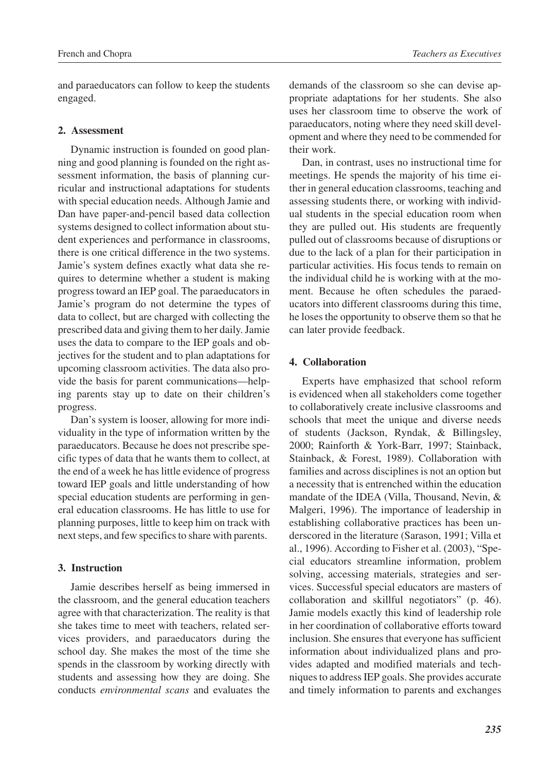and paraeducators can follow to keep the students engaged.

### 2. Assessment

Dynamic instruction is founded on good planning and good planning is founded on the right assessment information, the basis of planning curricular and instructional adaptations for students with special education needs. Although Jamie and Dan have paper-and-pencil based data collection systems designed to collect information about student experiences and performance in classrooms, there is one critical difference in the two systems. Jamie's system defines exactly what data she requires to determine whether a student is making progress toward an IEP goal. The paraeducators in Jamie's program do not determine the types of data to collect, but are charged with collecting the prescribed data and giving them to her daily. Jamie uses the data to compare to the IEP goals and objectives for the student and to plan adaptations for upcoming classroom activities. The data also provide the basis for parent communications—helping parents stay up to date on their children's progress.

Dan's system is looser, allowing for more individuality in the type of information written by the paraeducators. Because he does not prescribe specific types of data that he wants them to collect, at the end of a week he has little evidence of progress toward IEP goals and little understanding of how special education students are performing in general education classrooms. He has little to use for planning purposes, little to keep him on track with next steps, and few specifics to share with parents.

### 3. Instruction

Jamie describes herself as being immersed in the classroom, and the general education teachers agree with that characterization. The reality is that she takes time to meet with teachers, related services providers, and paraeducators during the school day. She makes the most of the time she spends in the classroom by working directly with students and assessing how they are doing. She conducts *environmental scans* and evaluates the demands of the classroom so she can devise appropriate adaptations for her students. She also uses her classroom time to observe the work of paraeducators, noting where they need skill development and where they need to be commended for their work.

Dan, in contrast, uses no instructional time for meetings. He spends the majority of his time either in general education classrooms, teaching and assessing students there, or working with individual students in the special education room when they are pulled out. His students are frequently pulled out of classrooms because of disruptions or due to the lack of a plan for their participation in particular activities. His focus tends to remain on the individual child he is working with at the moment. Because he often schedules the paraeducators into different classrooms during this time, he loses the opportunity to observe them so that he can later provide feedback.

### 4. Collaboration

Experts have emphasized that school reform is evidenced when all stakeholders come together to collaboratively create inclusive classrooms and schools that meet the unique and diverse needs of students (Jackson, Ryndak, & Billingsley, 2000; Rainforth & York-Barr, 1997; Stainback, Stainback, & Forest, 1989). Collaboration with families and across disciplines is not an option but a necessity that is entrenched within the education mandate of the IDEA (Villa, Thousand, Nevin, & Malgeri, 1996). The importance of leadership in establishing collaborative practices has been underscored in the literature (Sarason, 1991; Villa et al., 1996). According to Fisher et al. (2003), "Special educators streamline information, problem solving, accessing materials, strategies and services. Successful special educators are masters of collaboration and skillful negotiators" (p. 46). Jamie models exactly this kind of leadership role in her coordination of collaborative efforts toward inclusion. She ensures that everyone has sufficient information about individualized plans and provides adapted and modified materials and techniques to address IEP goals. She provides accurate and timely information to parents and exchanges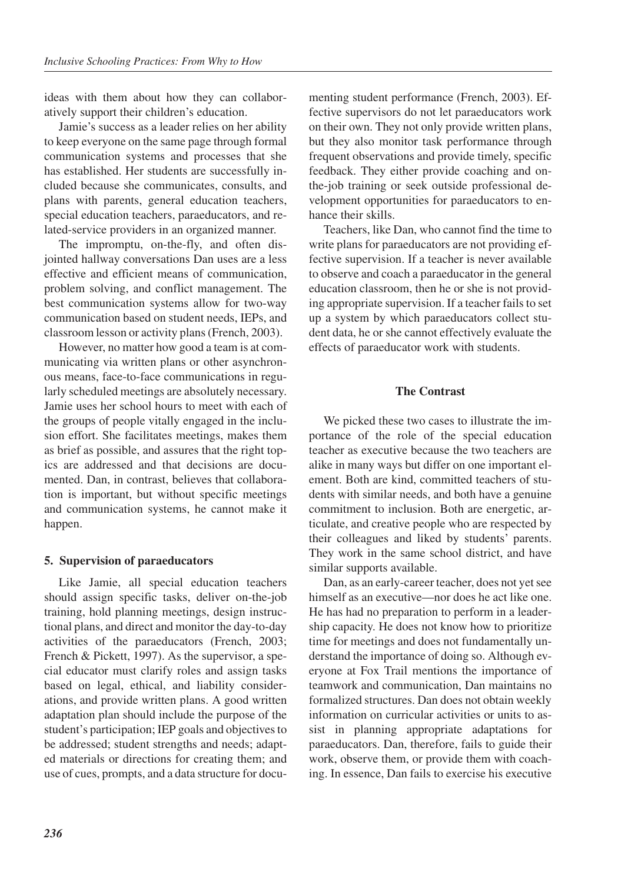ideas with them about how they can collaboratively support their children's education.

Jamie's success as a leader relies on her ability to keep everyone on the same page through formal communication systems and processes that she has established. Her students are successfully included because she communicates, consults, and plans with parents, general education teachers, special education teachers, paraeducators, and related-service providers in an organized manner.

The impromptu, on-the-fly, and often disjointed hallway conversations Dan uses are a less effective and efficient means of communication, problem solving, and conflict management. The best communication systems allow for two-way communication based on student needs, IEPs, and classroom lesson or activity plans (French, 2003).

However, no matter how good a team is at communicating via written plans or other asynchronous means, face-to-face communications in regularly scheduled meetings are absolutely necessary. Jamie uses her school hours to meet with each of the groups of people vitally engaged in the inclusion effort. She facilitates meetings, makes them as brief as possible, and assures that the right topics are addressed and that decisions are documented. Dan, in contrast, believes that collaboration is important, but without specific meetings and communication systems, he cannot make it happen.

### 5. Supervision of paraeducators

Like Jamie, all special education teachers should assign specific tasks, deliver on-the-job training, hold planning meetings, design instructional plans, and direct and monitor the day-to-day activities of the paraeducators (French, 2003; French & Pickett, 1997). As the supervisor, a special educator must clarify roles and assign tasks based on legal, ethical, and liability considerations, and provide written plans. A good written adaptation plan should include the purpose of the student's participation; IEP goals and objectives to be addressed; student strengths and needs; adapted materials or directions for creating them; and use of cues, prompts, and a data structure for documenting student performance (French, 2003). Effective supervisors do not let paraeducators work on their own. They not only provide written plans, but they also monitor task performance through frequent observations and provide timely, specific feedback. They either provide coaching and on-the-job training or seek outside professional development opportunities for paraeducators to enhance their skills.

Teachers, like Dan, who cannot find the time to write plans for paraeducators are not providing effective supervision. If a teacher is never available to observe and coach a paraeducator in the general education classroom, then he or she is not providing appropriate supervision. If a teacher fails to set up a system by which paraeducators collect student data, he or she cannot effectively evaluate the effects of paraeducator work with students.

## The Contrast

We picked these two cases to illustrate the importance of the role of the special education teacher as executive because the two teachers are alike in many ways but differ on one important element. Both are kind, committed teachers of students with similar needs, and both have a genuine commitment to inclusion. Both are energetic, articulate, and creative people who are respected by their colleagues and liked by students' parents. They work in the same school district, and have similar supports available.

Dan, as an early-career teacher, does not yet see himself as an executive—nor does he act like one. He has had no preparation to perform in a leadership capacity. He does not know how to prioritize time for meetings and does not fundamentally understand the importance of doing so. Although everyone at Fox Trail mentions the importance of teamwork and communication, Dan maintains no formalized structures. Dan does not obtain weekly information on curricular activities or units to assist in planning appropriate adaptations for paraeducators. Dan, therefore, fails to guide their work, observe them, or provide them with coaching. In essence, Dan fails to exercise his executive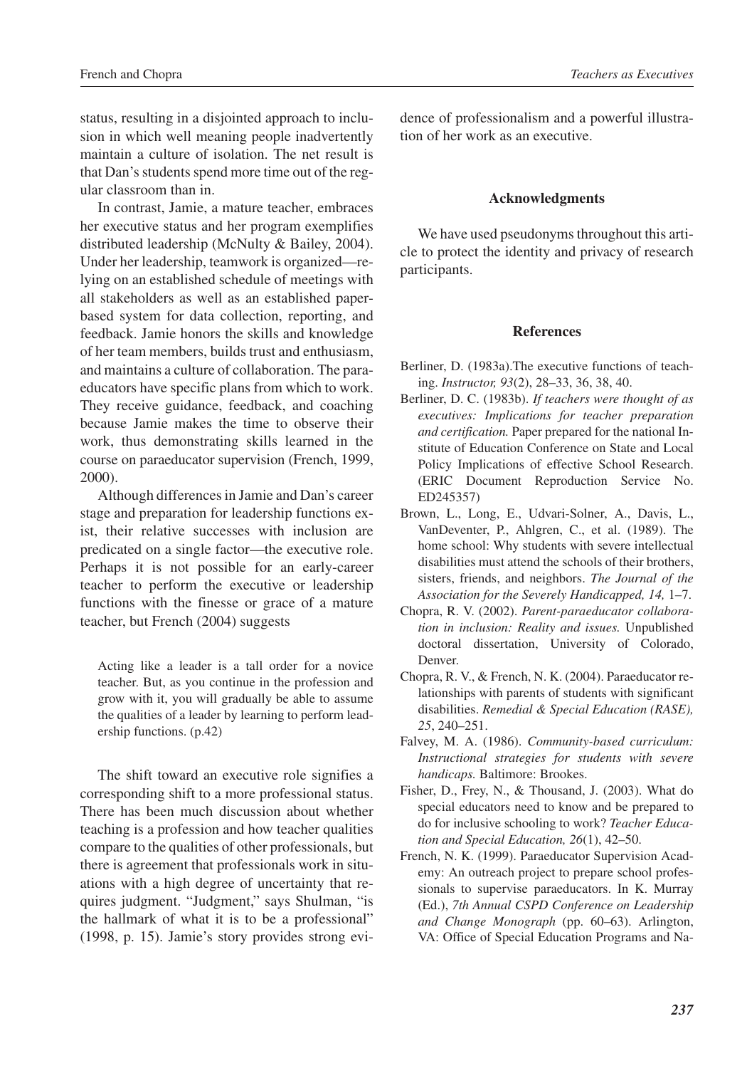status, resulting in a disjointed approach to inclusion in which well meaning people inadvertently maintain a culture of isolation. The net result is that Dan's students spend more time out of the regular classroom than in.

In contrast, Jamie, a mature teacher, embraces her executive status and her program exemplifies distributed leadership (McNulty & Bailey, 2004). Under her leadership, teamwork is organized—relying on an established schedule of meetings with all stakeholders as well as an established paper-based system for data collection, reporting, and feedback. Jamie honors the skills and knowledge of her team members, builds trust and enthusiasm, and maintains a culture of collaboration. The paraeducators have specific plans from which to work. They receive guidance, feedback, and coaching because Jamie makes the time to observe their work, thus demonstrating skills learned in the course on paraeducator supervision (French, 1999, 2000).

Although differences in Jamie and Dan's career stage and preparation for leadership functions exist, their relative successes with inclusion are predicated on a single factor—the executive role. Perhaps it is not possible for an early-career teacher to perform the executive or leadership functions with the finesse or grace of a mature teacher, but French (2004) suggests

> Acting like a leader is a tall order for a novice teacher. But, as you continue in the profession and grow with it, you will gradually be able to assume the qualities of a leader by learning to perform leadership functions. (p.42)

The shift toward an executive role signifies a corresponding shift to a more professional status. There has been much discussion about whether teaching is a profession and how teacher qualities compare to the qualities of other professionals, but there is agreement that professionals work in situations with a high degree of uncertainty that requires judgment. "Judgment," says Shulman, "is the hallmark of what it is to be a professional" (1998, p. 15). Jamie's story provides strong evidence of professionalism and a powerful illustration of her work as an executive.

### Acknowledgments

We have used pseudonyms throughout this article to protect the identity and privacy of research participants.

### References

Berliner, D. (1983a).The executive functions of teaching. *Instructor, 93*(2), 28–33, 36, 38, 40.

Berliner, D. C. (1983b). *If teachers were thought of as executives: Implications for teacher preparation and certification.* Paper prepared for the national Institute of Education Conference on State and Local Policy Implications of effective School Research. (ERIC Document Reproduction Service No. ED245357)

Brown, L., Long, E., Udvari-Solner, A., Davis, L., VanDeventer, P., Ahlgren, C., et al. (1989). The home school: Why students with severe intellectual disabilities must attend the schools of their brothers, sisters, friends, and neighbors. *The Journal of the Association for the Severely Handicapped, 14,* 1–7.

Chopra, R. V. (2002). *Parent-paraeducator collaboration in inclusion: Reality and issues.* Unpublished doctoral dissertation, University of Colorado, Denver.

Chopra, R. V., & French, N. K. (2004). Paraeducator relationships with parents of students with significant disabilities. *Remedial & Special Education (RASE), 25*, 240–251.

Falvey, M. A. (1986). *Community-based curriculum: Instructional strategies for students with severe handicaps.* Baltimore: Brookes.

Fisher, D., Frey, N., & Thousand, J. (2003). What do special educators need to know and be prepared to do for inclusive schooling to work? *Teacher Education and Special Education, 26*(1), 42–50.

French, N. K. (1999). Paraeducator Supervision Academy: An outreach project to prepare school professionals to supervise paraeducators. In K. Murray (Ed.), *7th Annual CSPD Conference on Leadership and Change Monograph* (pp. 60–63). Arlington, VA: Office of Special Education Programs and Na-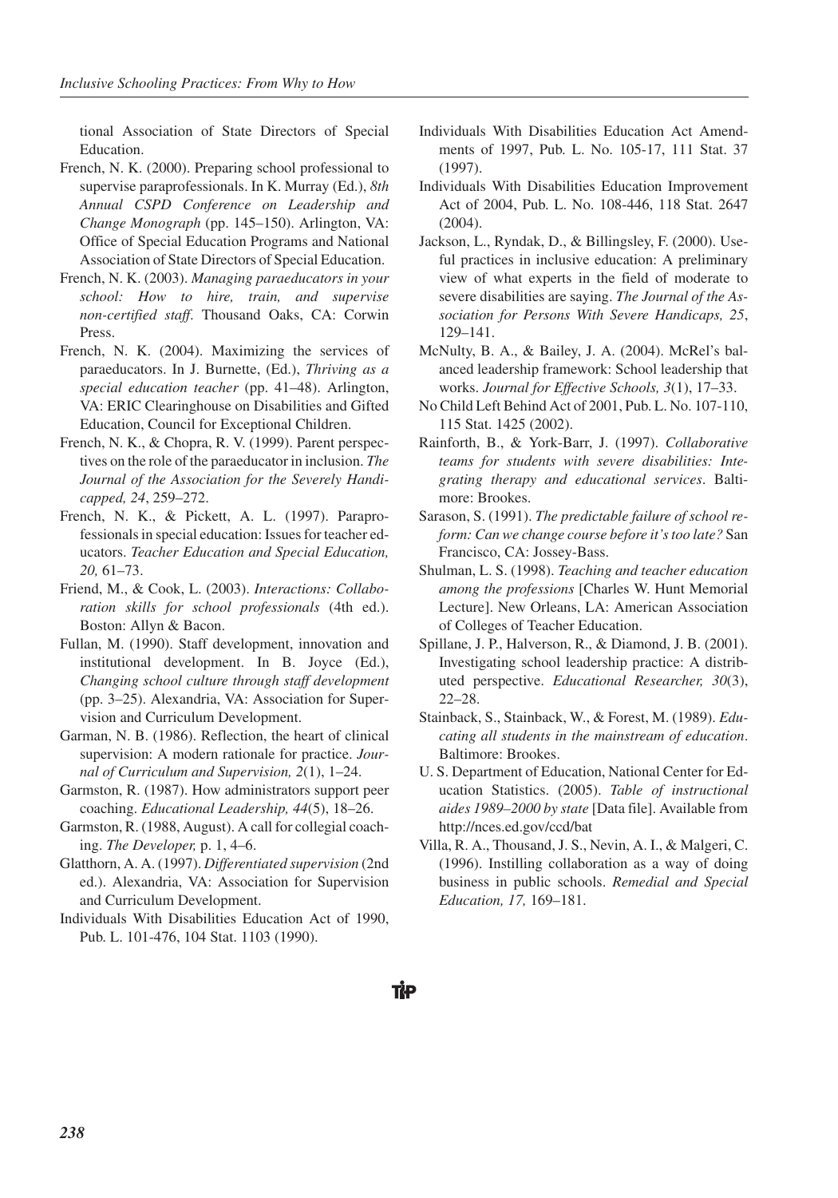tional Association of State Directors of Special Education.

French, N. K. (2000). Preparing school professional to supervise paraprofessionals. In K. Murray (Ed.), *8th Annual CSPD Conference on Leadership and Change Monograph* (pp. 145–150). Arlington, VA: Office of Special Education Programs and National Association of State Directors of Special Education.

French, N. K. (2003). *Managing paraeducators in your school: How to hire, train, and supervise non-certified staff*. Thousand Oaks, CA: Corwin Press.

French, N. K. (2004). Maximizing the services of paraeducators. In J. Burnette, (Ed.), *Thriving as a special education teacher* (pp. 41–48). Arlington, VA: ERIC Clearinghouse on Disabilities and Gifted Education, Council for Exceptional Children.

French, N. K., & Chopra, R. V. (1999). Parent perspectives on the role of the paraeducator in inclusion. *The Journal of the Association for the Severely Handicapped, 24*, 259–272.

French, N. K., & Pickett, A. L. (1997). Paraprofessionals in special education: Issues for teacher educators. *Teacher Education and Special Education, 20,* 61–73.

Friend, M., & Cook, L. (2003). *Interactions: Collaboration skills for school professionals* (4th ed.). Boston: Allyn & Bacon.

Fullan, M. (1990). Staff development, innovation and institutional development. In B. Joyce (Ed.), *Changing school culture through staff development* (pp. 3–25). Alexandria, VA: Association for Supervision and Curriculum Development.

Garman, N. B. (1986). Reflection, the heart of clinical supervision: A modern rationale for practice. *Journal of Curriculum and Supervision, 2*(1), 1–24.

Garmston, R. (1987). How administrators support peer coaching. *Educational Leadership, 44*(5), 18–26.

Garmston, R. (1988, August). A call for collegial coaching. *The Developer,* p. 1, 4–6.

Glatthorn, A. A. (1997). *Differentiated supervision* (2nd ed.). Alexandria, VA: Association for Supervision and Curriculum Development.

Individuals With Disabilities Education Act of 1990, Pub. L. 101-476, 104 Stat. 1103 (1990).

Individuals With Disabilities Education Act Amendments of 1997, Pub. L. No. 105-17, 111 Stat. 37 (1997).

Individuals With Disabilities Education Improvement Act of 2004, Pub. L. No. 108-446, 118 Stat. 2647 (2004).

Jackson, L., Ryndak, D., & Billingsley, F. (2000). Useful practices in inclusive education: A preliminary view of what experts in the field of moderate to severe disabilities are saying. *The Journal of the Association for Persons With Severe Handicaps, 25*, 129–141.

McNulty, B. A., & Bailey, J. A. (2004). McRel's balanced leadership framework: School leadership that works. *Journal for Effective Schools, 3*(1), 17–33.

No Child Left Behind Act of 2001, Pub. L. No. 107-110, 115 Stat. 1425 (2002).

Rainforth, B., & York-Barr, J. (1997). *Collaborative teams for students with severe disabilities: Integrating therapy and educational services*. Baltimore: Brookes.

Sarason, S. (1991). *The predictable failure of school reform: Can we change course before it's too late?* San Francisco, CA: Jossey-Bass.

Shulman, L. S. (1998). *Teaching and teacher education among the professions* [Charles W. Hunt Memorial Lecture]. New Orleans, LA: American Association of Colleges of Teacher Education.

Spillane, J. P., Halverson, R., & Diamond, J. B. (2001). Investigating school leadership practice: A distributed perspective. *Educational Researcher, 30*(3), 22–28.

Stainback, S., Stainback, W., & Forest, M. (1989). *Educating all students in the mainstream of education*. Baltimore: Brookes.

U. S. Department of Education, National Center for Education Statistics. (2005). *Table of instructional aides 1989–2000 by state* [Data file]. Available from http://nces.ed.gov/ccd/bat

Villa, R. A., Thousand, J. S., Nevin, A. I., & Malgeri, C. (1996). Instilling collaboration as a way of doing business in public schools. *Remedial and Special Education, 17,* 169–181.